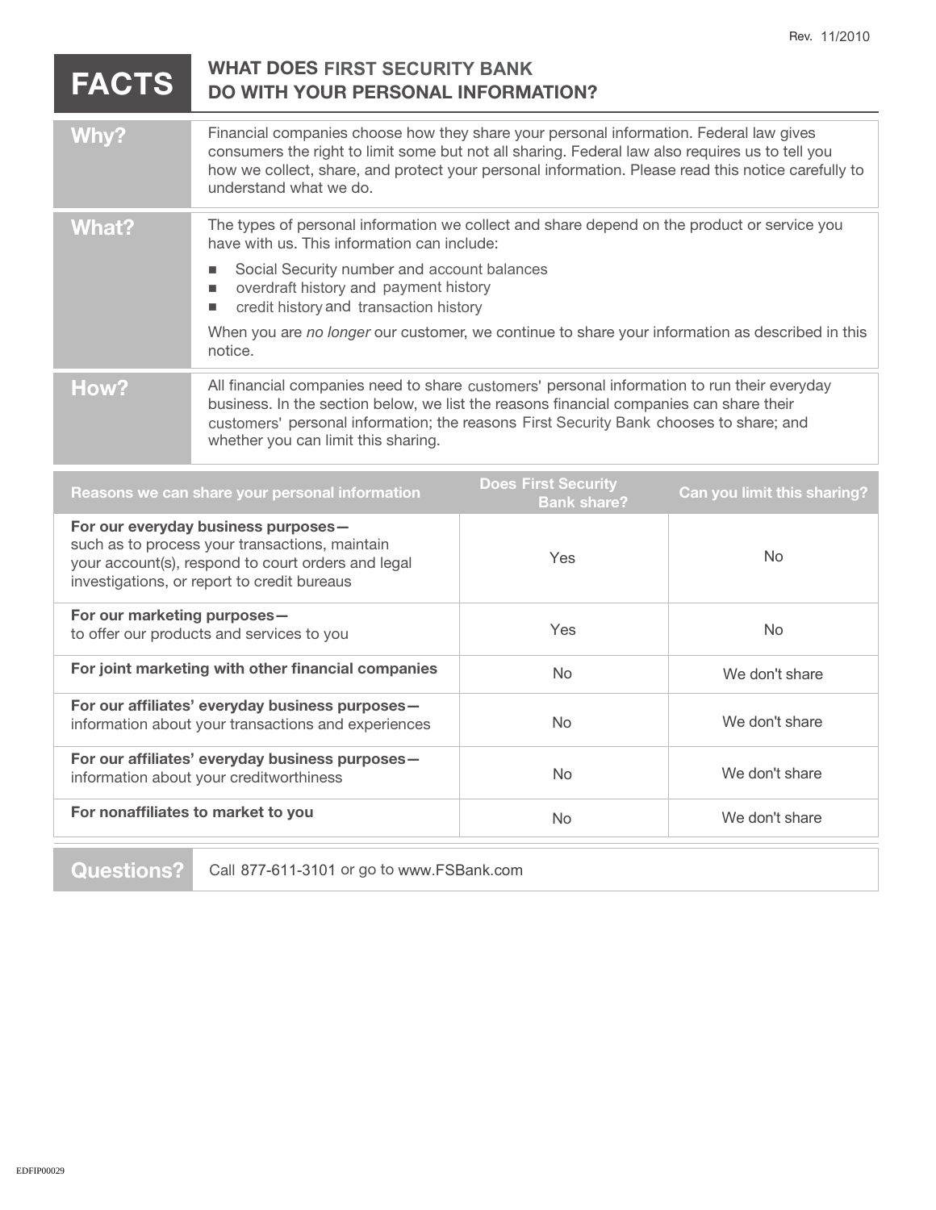Rev. 11/2010

# FACTS — WHAT DOES FIRST SECURITY BANK DO WITH YOUR PERSONAL INFORMATION?

| | |
|---|---|
| **Why?** | Financial companies choose how they share your personal information. Federal law gives consumers the right to limit some but not all sharing. Federal law also requires us to tell you how we collect, share, and protect your personal information. Please read this notice carefully to understand what we do. |
| **What?** | The types of personal information we collect and share depend on the product or service you have with us. This information can include:<br>■ Social Security number and account balances<br>■ overdraft history and payment history<br>■ credit history and transaction history<br>When you are *no longer* our customer, we continue to share your information as described in this notice. |
| **How?** | All financial companies need to share customers' personal information to run their everyday business. In the section below, we list the reasons financial companies can share their customers' personal information; the reasons First Security Bank chooses to share; and whether you can limit this sharing. |

| Reasons we can share your personal information | Does First Security Bank share? | Can you limit this sharing? |
|---|---|---|
| **For our everyday business purposes—** such as to process your transactions, maintain your account(s), respond to court orders and legal investigations, or report to credit bureaus | Yes | No |
| **For our marketing purposes—** to offer our products and services to you | Yes | No |
| **For joint marketing with other financial companies** | No | We don't share |
| **For our affiliates' everyday business purposes—** information about your transactions and experiences | No | We don't share |
| **For our affiliates' everyday business purposes—** information about your creditworthiness | No | We don't share |
| **For nonaffiliates to market to you** | No | We don't share |

| | |
|---|---|
| **Questions?** | Call 877-611-3101 or go to www.FSBank.com |

EDFIP00029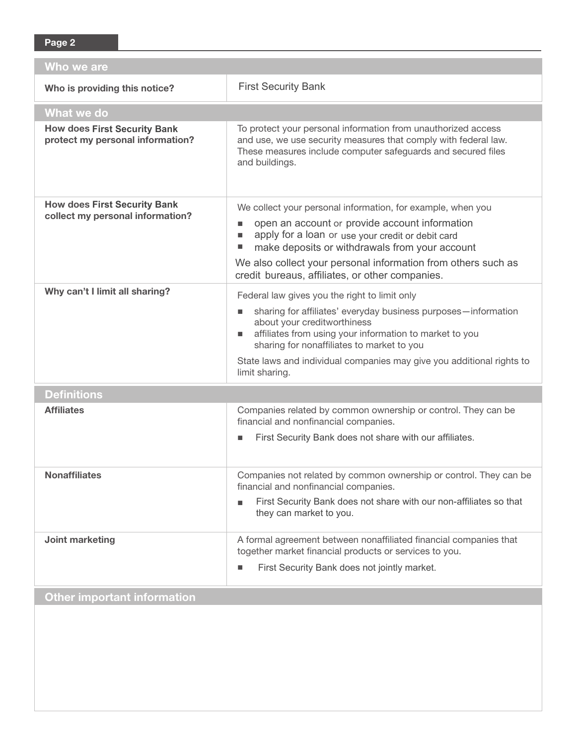| Who we are | |
|---|---|
| **Who is providing this notice?** | First Security Bank |

| What we do | |
|---|---|
| **How does First Security Bank protect my personal information?** | To protect your personal information from unauthorized access and use, we use security measures that comply with federal law. These measures include computer safeguards and secured files and buildings. |
| **How does First Security Bank collect my personal information?** | We collect your personal information, for example, when you<br>■ open an account or provide account information<br>■ apply for a loan or use your credit or debit card<br>■ make deposits or withdrawals from your account<br>We also collect your personal information from others such as credit bureaus, affiliates, or other companies. |
| **Why can't I limit all sharing?** | Federal law gives you the right to limit only<br>■ sharing for affiliates' everyday business purposes—information about your creditworthiness<br>■ affiliates from using your information to market to you sharing for nonaffiliates to market to you<br>State laws and individual companies may give you additional rights to limit sharing. |

| Definitions | |
|---|---|
| **Affiliates** | Companies related by common ownership or control. They can be financial and nonfinancial companies.<br>■ First Security Bank does not share with our affiliates. |
| **Nonaffiliates** | Companies not related by common ownership or control. They can be financial and nonfinancial companies.<br>■ First Security Bank does not share with our non-affiliates so that they can market to you. |
| **Joint marketing** | A formal agreement between nonaffiliated financial companies that together market financial products or services to you.<br>■ First Security Bank does not jointly market. |

## Other important information